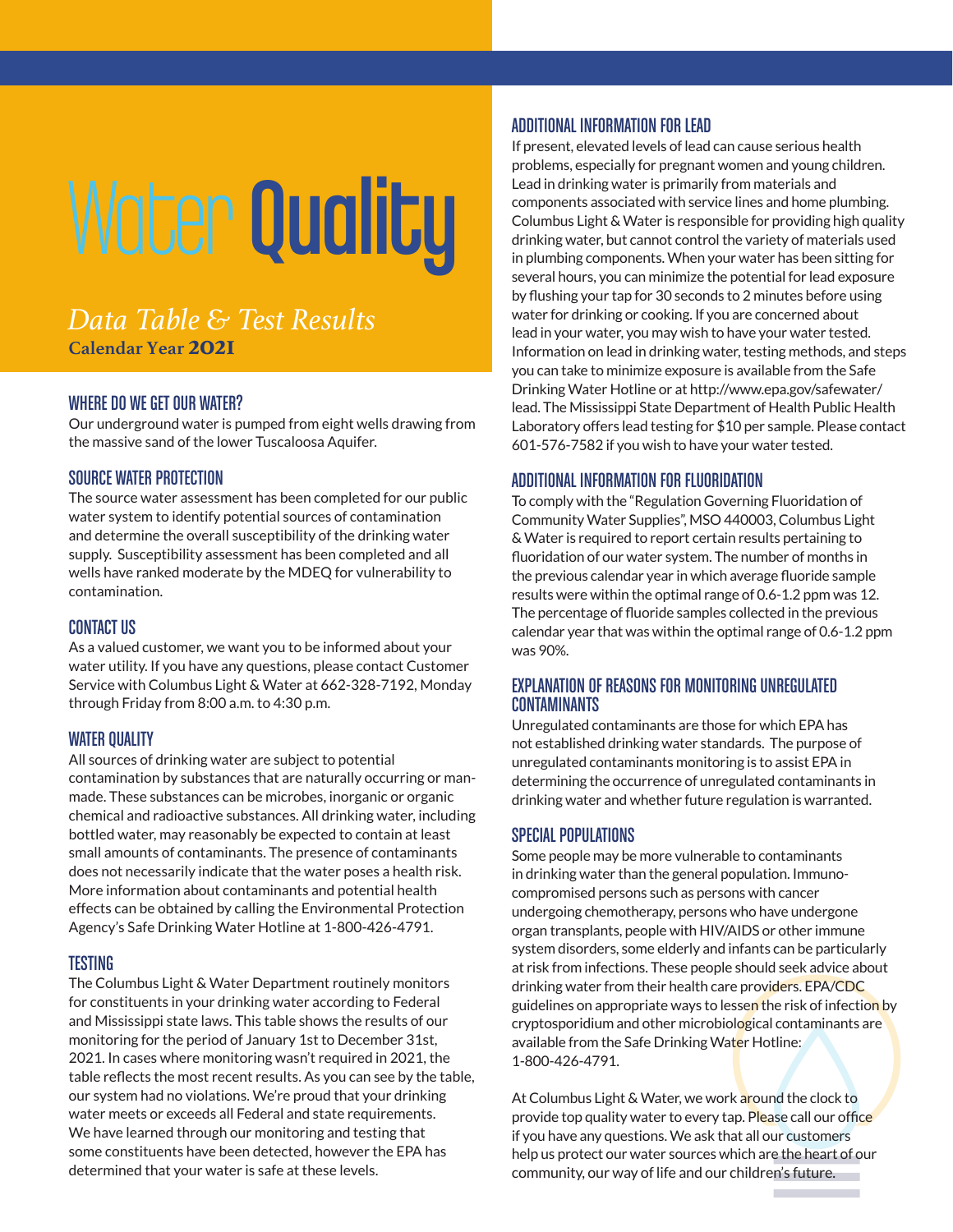# Water Quality

## *Data Table & Test Results*

**Calendar Year 2021**

### WHERE DO WE GET OUR WATER?

Our underground water is pumped from eight wells drawing from the massive sand of the lower Tuscaloosa Aquifer.

### SOURCE WATER PROTECTION

The source water assessment has been completed for our public water system to identify potential sources of contamination and determine the overall susceptibility of the drinking water supply. Susceptibility assessment has been completed and all wells have ranked moderate by the MDEQ for vulnerability to contamination.

### CONTACT US

As a valued customer, we want you to be informed about your water utility. If you have any questions, please contact Customer Service with Columbus Light & Water at 662-328-7192, Monday through Friday from 8:00 a.m. to 4:30 p.m.

### WATER QUALITY

All sources of drinking water are subject to potential contamination by substances that are naturally occurring or man-made. These substances can be microbes, inorganic or organic chemical and radioactive substances. All drinking water, including bottled water, may reasonably be expected to contain at least small amounts of contaminants. The presence of contaminants does not necessarily indicate that the water poses a health risk. More information about contaminants and potential health effects can be obtained by calling the Environmental Protection Agency's Safe Drinking Water Hotline at 1-800-426-4791.

### TESTING

The Columbus Light & Water Department routinely monitors for constituents in your drinking water according to Federal and Mississippi state laws. This table shows the results of our monitoring for the period of January 1st to December 31st, 2021. In cases where monitoring wasn't required in 2021, the table reflects the most recent results. As you can see by the table, our system had no violations. We're proud that your drinking water meets or exceeds all Federal and state requirements. We have learned through our monitoring and testing that some constituents have been detected, however the EPA has determined that your water is safe at these levels.

### ADDITIONAL INFORMATION FOR LEAD

If present, elevated levels of lead can cause serious health problems, especially for pregnant women and young children. Lead in drinking water is primarily from materials and components associated with service lines and home plumbing. Columbus Light & Water is responsible for providing high quality drinking water, but cannot control the variety of materials used in plumbing components. When your water has been sitting for several hours, you can minimize the potential for lead exposure by flushing your tap for 30 seconds to 2 minutes before using water for drinking or cooking. If you are concerned about lead in your water, you may wish to have your water tested. Information on lead in drinking water, testing methods, and steps you can take to minimize exposure is available from the Safe Drinking Water Hotline or at http://www.epa.gov/safewater/lead. The Mississippi State Department of Health Public Health Laboratory offers lead testing for $10 per sample. Please contact 601-576-7582 if you wish to have your water tested.

### ADDITIONAL INFORMATION FOR FLUORIDATION

To comply with the "Regulation Governing Fluoridation of Community Water Supplies", MSO 440003, Columbus Light & Water is required to report certain results pertaining to fluoridation of our water system. The number of months in the previous calendar year in which average fluoride sample results were within the optimal range of 0.6-1.2 ppm was 12. The percentage of fluoride samples collected in the previous calendar year that was within the optimal range of 0.6-1.2 ppm was 90%.

### EXPLANATION OF REASONS FOR MONITORING UNREGULATED CONTAMINANTS

Unregulated contaminants are those for which EPA has not established drinking water standards. The purpose of unregulated contaminants monitoring is to assist EPA in determining the occurrence of unregulated contaminants in drinking water and whether future regulation is warranted.

### SPECIAL POPULATIONS

Some people may be more vulnerable to contaminants in drinking water than the general population. Immuno-compromised persons such as persons with cancer undergoing chemotherapy, persons who have undergone organ transplants, people with HIV/AIDS or other immune system disorders, some elderly and infants can be particularly at risk from infections. These people should seek advice about drinking water from their health care providers. EPA/CDC guidelines on appropriate ways to lessen the risk of infection by cryptosporidium and other microbiological contaminants are available from the Safe Drinking Water Hotline: 1-800-426-4791.

At Columbus Light & Water, we work around the clock to provide top quality water to every tap. Please call our office if you have any questions. We ask that all our customers help us protect our water sources which are the heart of our community, our way of life and our children's future.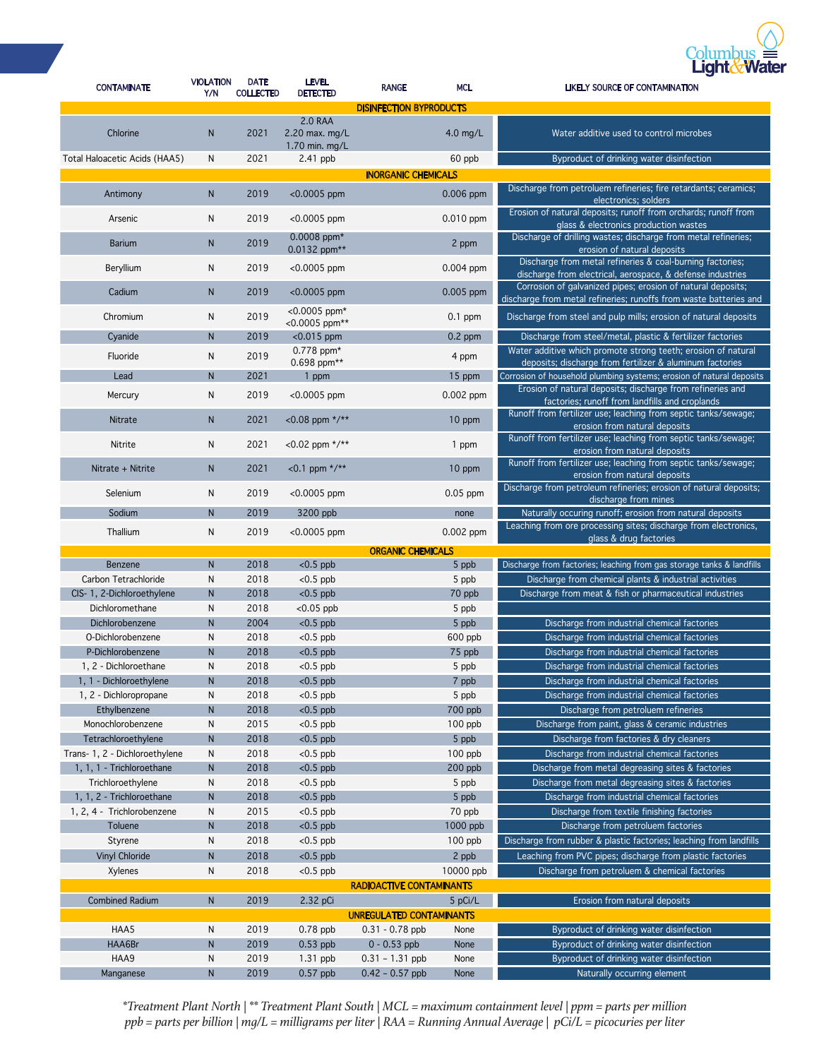| CONTAMINATE | VIOLATION Y/N | DATE COLLECTED | LEVEL DETECTED | RANGE | MCL | LIKELY SOURCE OF CONTAMINATION |
|---|---|---|---|---|---|---|
| DISINFECTION BYPRODUCTS | | | | | | |
| Chlorine | N | 2021 | 2.0 RAA 2.20 max. mg/L 1.70 min. mg/L | | 4.0 mg/L | Water additive used to control microbes |
| Total Haloacetic Acids (HAA5) | N | 2021 | 2.41 ppb | | 60 ppb | Byproduct of drinking water disinfection |
| INORGANIC CHEMICALS | | | | | | |
| Antimony | N | 2019 | <0.0005 ppm | | 0.006 ppm | Discharge from petroluem refineries; fire retardants; ceramics; electronics; solders |
| Arsenic | N | 2019 | <0.0005 ppm | | 0.010 ppm | Erosion of natural deposits; runoff from orchards; runoff from glass & electronics production wastes |
| Barium | N | 2019 | 0.0008 ppm* 0.0132 ppm** | | 2 ppm | Discharge of drilling wastes; discharge from metal refineries; erosion of natural deposits |
| Beryllium | N | 2019 | <0.0005 ppm | | 0.004 ppm | Discharge from metal refineries & coal-burning factories; discharge from electrical, aerospace, & defense industries |
| Cadium | N | 2019 | <0.0005 ppm | | 0.005 ppm | Corrosion of galvanized pipes; erosion of natural deposits; discharge from metal refineries; runoffs from waste batteries and |
| Chromium | N | 2019 | <0.0005 ppm* <0.0005 ppm** | | 0.1 ppm | Discharge from steel and pulp mills; erosion of natural deposits |
| Cyanide | N | 2019 | <0.015 ppm | | 0.2 ppm | Discharge from steel/metal, plastic & fertilizer factories |
| Fluoride | N | 2019 | 0.778 ppm* 0.698 ppm** | | 4 ppm | Water additive which promote strong teeth; erosion of natural deposits; discharge from fertilizer & aluminum factories |
| Lead | N | 2021 | 1 ppm | | 15 ppm | Corrosion of household plumbing systems; erosion of natural deposits |
| Mercury | N | 2019 | <0.0005 ppm | | 0.002 ppm | Erosion of natural deposits; discharge from refineries and factories; runoff from landfills and croplands |
| Nitrate | N | 2021 | <0.08 ppm */** | | 10 ppm | Runoff from fertilizer use; leaching from septic tanks/sewage; erosion from natural deposits |
| Nitrite | N | 2021 | <0.02 ppm */** | | 1 ppm | Runoff from fertilizer use; leaching from septic tanks/sewage; erosion from natural deposits |
| Nitrate + Nitrite | N | 2021 | <0.1 ppm */** | | 10 ppm | Runoff from fertilizer use; leaching from septic tanks/sewage; erosion from natural deposits |
| Selenium | N | 2019 | <0.0005 ppm | | 0.05 ppm | Discharge from petroleum refineries; erosion of natural deposits; discharge from mines |
| Sodium | N | 2019 | 3200 ppb | | none | Naturally occuring runoff; erosion from natural deposits |
| Thallium | N | 2019 | <0.0005 ppm | | 0.002 ppm | Leaching from ore processing sites; discharge from electronics, glass & drug factories |
| ORGANIC CHEMICALS | | | | | | |
| Benzene | N | 2018 | <0.5 ppb | | 5 ppb | Discharge from factories; leaching from gas storage tanks & landfills |
| Carbon Tetrachloride | N | 2018 | <0.5 ppb | | 5 ppb | Discharge from chemical plants & industrial activities |
| CIS- 1, 2-Dichloroethylene | N | 2018 | <0.5 ppb | | 70 ppb | Discharge from meat & fish or pharmaceutical industries |
| Dichloromethane | N | 2018 | <0.05 ppb | | 5 ppb | |
| Dichlorobenzene | N | 2004 | <0.5 ppb | | 5 ppb | Discharge from industrial chemical factories |
| O-Dichlorobenzene | N | 2018 | <0.5 ppb | | 600 ppb | Discharge from industrial chemical factories |
| P-Dichlorobenzene | N | 2018 | <0.5 ppb | | 75 ppb | Discharge from industrial chemical factories |
| 1, 2 - Dichloroethane | N | 2018 | <0.5 ppb | | 5 ppb | Discharge from industrial chemical factories |
| 1, 1 - Dichloroethylene | N | 2018 | <0.5 ppb | | 7 ppb | Discharge from industrial chemical factories |
| 1, 2 - Dichloropropane | N | 2018 | <0.5 ppb | | 5 ppb | Discharge from industrial chemical factories |
| Ethylbenzene | N | 2018 | <0.5 ppb | | 700 ppb | Discharge from petroluem refineries |
| Monochlorobenzene | N | 2015 | <0.5 ppb | | 100 ppb | Discharge from paint, glass & ceramic industries |
| Tetrachloroethylene | N | 2018 | <0.5 ppb | | 5 ppb | Discharge from factories & dry cleaners |
| Trans- 1, 2 - Dichloroethylene | N | 2018 | <0.5 ppb | | 100 ppb | Discharge from industrial chemical factories |
| 1, 1, 1 - Trichloroethane | N | 2018 | <0.5 ppb | | 200 ppb | Discharge from metal degreasing sites & factories |
| Trichloroethylene | N | 2018 | <0.5 ppb | | 5 ppb | Discharge from metal degreasing sites & factories |
| 1, 1, 2 - Trichloroethane | N | 2018 | <0.5 ppb | | 5 ppb | Discharge from industrial chemical factories |
| 1, 2, 4 - Trichlorobenzene | N | 2015 | <0.5 ppb | | 70 ppb | Discharge from textile finishing factories |
| Toluene | N | 2018 | <0.5 ppb | | 1000 ppb | Discharge from petroluem factories |
| Styrene | N | 2018 | <0.5 ppb | | 100 ppb | Discharge from rubber & plastic factories; leaching from landfills |
| Vinyl Chloride | N | 2018 | <0.5 ppb | | 2 ppb | Leaching from PVC pipes; discharge from plastic factories |
| Xylenes | N | 2018 | <0.5 ppb | | 10000 ppb | Discharge from petroluem & chemical factories |
| RADIOACTIVE CONTAMINANTS | | | | | | |
| Combined Radium | N | 2019 | 2.32 pCi | | 5 pCi/L | Erosion from natural deposits |
| UNREGULATED CONTAMINANTS | | | | | | |
| HAA5 | N | 2019 | 0.78 ppb | 0.31 - 0.78 ppb | None | Byproduct of drinking water disinfection |
| HAA6Br | N | 2019 | 0.53 ppb | 0 - 0.53 ppb | None | Byproduct of drinking water disinfection |
| HAA9 | N | 2019 | 1.31 ppb | 0.31 – 1.31 ppb | None | Byproduct of drinking water disinfection |
| Manganese | N | 2019 | 0.57 ppb | 0.42 – 0.57 ppb | None | Naturally occurring element |

*\*Treatment Plant North | \*\* Treatment Plant South | MCL = maximum containment level | ppm = parts per million ppb = parts per billion | mg/L = milligrams per liter | RAA = Running Annual Average | pCi/L = picocuries per liter*